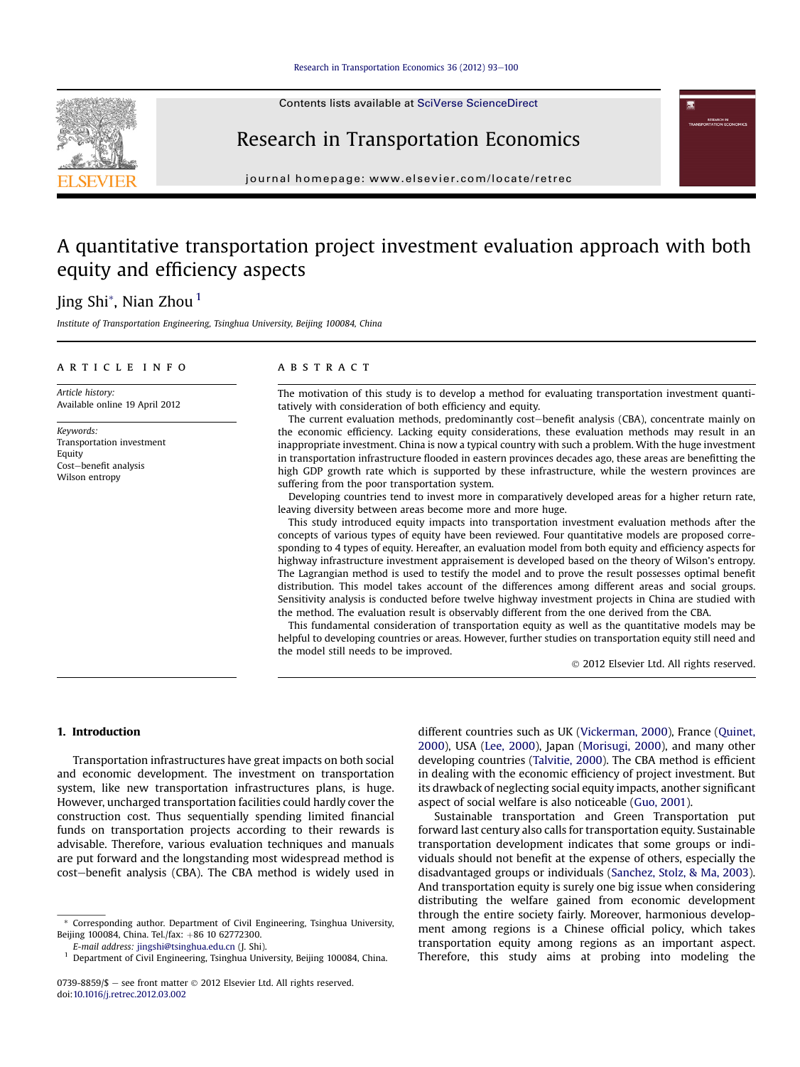# A quantitative transportation project investment evaluation approach with both equity and efficiency aspects

Jing Shi*, Nian Zhou [1]

*Institute of Transportation Engineering, Tsinghua University, Beijing 100084, China*

ARTICLE INFO

*Article history:*
Available online 19 April 2012

*Keywords:*
Transportation investment
Equity
Cost–benefit analysis
Wilson entropy

ABSTRACT

The motivation of this study is to develop a method for evaluating transportation investment quantitatively with consideration of both efficiency and equity.

The current evaluation methods, predominantly cost–benefit analysis (CBA), concentrate mainly on the economic efficiency. Lacking equity considerations, these evaluation methods may result in an inappropriate investment. China is now a typical country with such a problem. With the huge investment in transportation infrastructure flooded in eastern provinces decades ago, these areas are benefitting the high GDP growth rate which is supported by these infrastructure, while the western provinces are suffering from the poor transportation system.

Developing countries tend to invest more in comparatively developed areas for a higher return rate, leaving diversity between areas become more and more huge.

This study introduced equity impacts into transportation investment evaluation methods after the concepts of various types of equity have been reviewed. Four quantitative models are proposed corresponding to 4 types of equity. Hereafter, an evaluation model from both equity and efficiency aspects for highway infrastructure investment appraisement is developed based on the theory of Wilson's entropy. The Lagrangian method is used to testify the model and to prove the result possesses optimal benefit distribution. This model takes account of the differences among different areas and social groups. Sensitivity analysis is conducted before twelve highway investment projects in China are studied with the method. The evaluation result is observably different from the one derived from the CBA.

This fundamental consideration of transportation equity as well as the quantitative models may be helpful to developing countries or areas. However, further studies on transportation equity still need and the model still needs to be improved.

© 2012 Elsevier Ltd. All rights reserved.

## 1. Introduction

Transportation infrastructures have great impacts on both social and economic development. The investment on transportation system, like new transportation infrastructures plans, is huge. However, uncharged transportation facilities could hardly cover the construction cost. Thus sequentially spending limited financial funds on transportation projects according to their rewards is advisable. Therefore, various evaluation techniques and manuals are put forward and the longstanding most widespread method is cost–benefit analysis (CBA). The CBA method is widely used in different countries such as UK (Vickerman, 2000), France (Quinet, 2000), USA (Lee, 2000), Japan (Morisugi, 2000), and many other developing countries (Talvitie, 2000). The CBA method is efficient in dealing with the economic efficiency of project investment. But its drawback of neglecting social equity impacts, another significant aspect of social welfare is also noticeable (Guo, 2001).

Sustainable transportation and Green Transportation put forward last century also calls for transportation equity. Sustainable transportation development indicates that some groups or individuals should not benefit at the expense of others, especially the disadvantaged groups or individuals (Sanchez, Stolz, & Ma, 2003). And transportation equity is surely one big issue when considering distributing the welfare gained from economic development through the entire society fairly. Moreover, harmonious development among regions is a Chinese official policy, which takes transportation equity among regions as an important aspect. Therefore, this study aims at probing into modeling the

---

* Corresponding author. Department of Civil Engineering, Tsinghua University, Beijing 100084, China. Tel./fax: +86 10 62772300.
*E-mail address:* jingshi@tsinghua.edu.cn (J. Shi).
[1] Department of Civil Engineering, Tsinghua University, Beijing 100084, China.

0739-8859/$ – see front matter © 2012 Elsevier Ltd. All rights reserved.
doi:10.1016/j.retrec.2012.03.002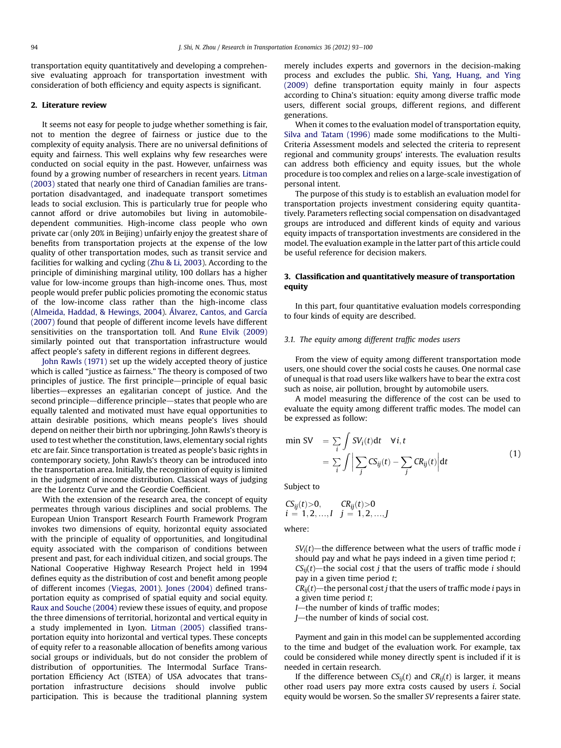transportation equity quantitatively and developing a comprehensive evaluating approach for transportation investment with consideration of both efficiency and equity aspects is significant.

## 2. Literature review

It seems not easy for people to judge whether something is fair, not to mention the degree of fairness or justice due to the complexity of equity analysis. There are no universal definitions of equity and fairness. This well explains why few researches were conducted on social equity in the past. However, unfairness was found by a growing number of researchers in recent years. Litman (2003) stated that nearly one third of Canadian families are transportation disadvantaged, and inadequate transport sometimes leads to social exclusion. This is particularly true for people who cannot afford or drive automobiles but living in automobile-dependent communities. High-income class people who own private car (only 20% in Beijing) unfairly enjoy the greatest share of benefits from transportation projects at the expense of the low quality of other transportation modes, such as transit service and facilities for walking and cycling (Zhu & Li, 2003). According to the principle of diminishing marginal utility, 100 dollars has a higher value for low-income groups than high-income ones. Thus, most people would prefer public policies promoting the economic status of the low-income class rather than the high-income class (Almeida, Haddad, & Hewings, 2004). Álvarez, Cantos, and García (2007) found that people of different income levels have different sensitivities on the transportation toll. And Rune Elvik (2009) similarly pointed out that transportation infrastructure would affect people's safety in different regions in different degrees.

John Rawls (1971) set up the widely accepted theory of justice which is called "justice as fairness." The theory is composed of two principles of justice. The first principle—principle of equal basic liberties—expresses an egalitarian concept of justice. And the second principle—difference principle—states that people who are equally talented and motivated must have equal opportunities to attain desirable positions, which means people's lives should depend on neither their birth nor upbringing. John Rawls's theory is used to test whether the constitution, laws, elementary social rights etc are fair. Since transportation is treated as people's basic rights in contemporary society, John Rawls's theory can be introduced into the transportation area. Initially, the recognition of equity is limited in the judgment of income distribution. Classical ways of judging are the Lorentz Curve and the Geordie Coefficient.

With the extension of the research area, the concept of equity permeates through various disciplines and social problems. The European Union Transport Research Fourth Framework Program invokes two dimensions of equity, horizontal equity associated with the principle of equality of opportunities, and longitudinal equity associated with the comparison of conditions between present and past, for each individual citizen, and social groups. The National Cooperative Highway Research Project held in 1994 defines equity as the distribution of cost and benefit among people of different incomes (Viegas, 2001). Jones (2004) defined transportation equity as comprised of spatial equity and social equity. Raux and Souche (2004) review these issues of equity, and propose the three dimensions of territorial, horizontal and vertical equity in a study implemented in Lyon. Litman (2005) classified transportation equity into horizontal and vertical types. These concepts of equity refer to a reasonable allocation of benefits among various social groups or individuals, but do not consider the problem of distribution of opportunities. The Intermodal Surface Transportation Efficiency Act (ISTEA) of USA advocates that transportation infrastructure decisions should involve public participation. This is because the traditional planning system merely includes experts and governors in the decision-making process and excludes the public. Shi, Yang, Huang, and Ying (2009) define transportation equity mainly in four aspects according to China's situation: equity among diverse traffic mode users, different social groups, different regions, and different generations.

When it comes to the evaluation model of transportation equity, Silva and Tatam (1996) made some modifications to the Multi-Criteria Assessment models and selected the criteria to represent regional and community groups' interests. The evaluation results can address both efficiency and equity issues, but the whole procedure is too complex and relies on a large-scale investigation of personal intent.

The purpose of this study is to establish an evaluation model for transportation projects investment considering equity quantitatively. Parameters reflecting social compensation on disadvantaged groups are introduced and different kinds of equity and various equity impacts of transportation investments are considered in the model. The evaluation example in the latter part of this article could be useful reference for decision makers.

## 3. Classification and quantitatively measure of transportation equity

In this part, four quantitative evaluation models corresponding to four kinds of equity are described.

### 3.1. The equity among different traffic modes users

From the view of equity among different transportation mode users, one should cover the social costs he causes. One normal case of unequal is that road users like walkers have to bear the extra cost such as noise, air pollution, brought by automobile users.

A model measuring the difference of the cost can be used to evaluate the equity among different traffic modes. The model can be expressed as follow:

$$
\begin{aligned}
\min SV &= \sum_i \int SV_i(t)\mathrm{d}t \quad \forall i,t \\
&= \sum_i \int \left| \sum_j CS_{ij}(t) - \sum_j CR_{ij}(t) \right| \mathrm{d}t
\end{aligned} \tag{1}
$$

Subject to

$$
\begin{aligned}
&CS_{ij}(t)>0, \quad CR_{ij}(t)>0 \\
&i = 1,2,\ldots,I \quad j = 1,2,\ldots,J
\end{aligned}
$$

where:

- $SV_i(t)$—the difference between what the users of traffic mode $i$ should pay and what he pays indeed in a given time period $t$;
- $CS_{ij}(t)$—the social cost $j$ that the users of traffic mode $i$ should pay in a given time period $t$;
- $CR_{ij}(t)$—the personal cost $j$ that the users of traffic mode $i$ pays in a given time period $t$;
- $I$—the number of kinds of traffic modes;
- $J$—the number of kinds of social cost.

Payment and gain in this model can be supplemented according to the time and budget of the evaluation work. For example, tax could be considered while money directly spent is included if it is needed in certain research.

If the difference between $CS_{ij}(t)$ and $CR_{ij}(t)$ is larger, it means other road users pay more extra costs caused by users $i$. Social equity would be worsen. So the smaller $SV$ represents a fairer state.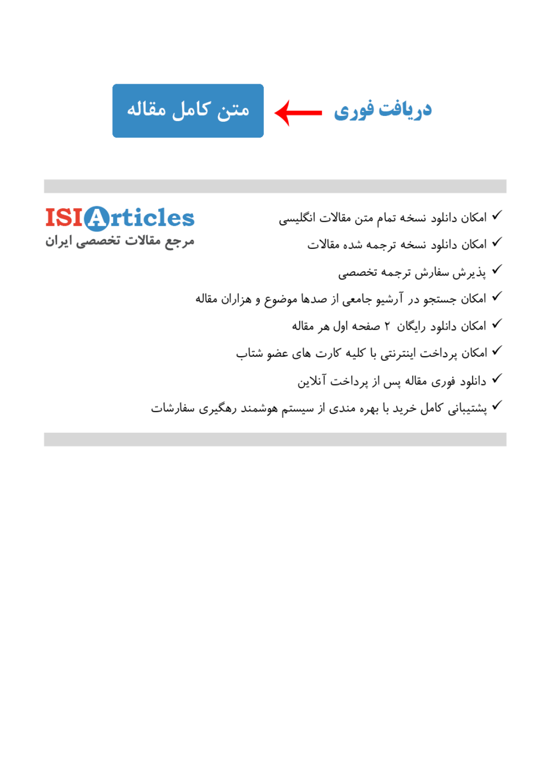دریافت فوری ← **متن کامل مقاله**

---

**ISIArticles**
مرجع مقالات تخصصی ایران

- ✓ امکان دانلود نسخه تمام متن مقالات انگلیسی
- ✓ امکان دانلود نسخه ترجمه شده مقالات
- ✓ پذیرش سفارش ترجمه تخصصی
- ✓ امکان جستجو در آرشیو جامعی از صدها موضوع و هزاران مقاله
- ✓ امکان دانلود رایگان ۲ صفحه اول هر مقاله
- ✓ امکان پرداخت اینترنتی با کلیه کارت های عضو شتاب
- ✓ دانلود فوری مقاله پس از پرداخت آنلاین
- ✓ پشتیبانی کامل خرید با بهره مندی از سیستم هوشمند رهگیری سفارشات

---